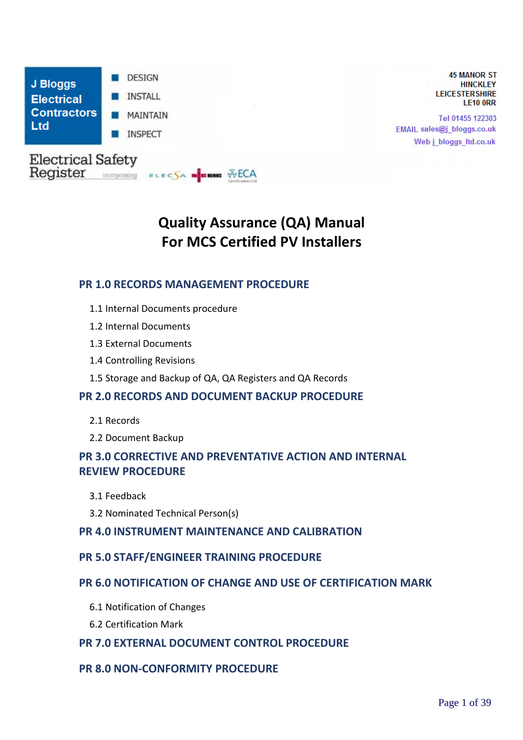J Bloggs Electrical Contractors Ltd

- DESIGN
- INSTALL
- MAINTAIN
- INSPECT

45 MANOR ST
HINCKLEY
LEICESTERSHIRE
LE10 0RR

Tel 01455 122303
EMAIL sales@j_bloggs.co.uk
Web j_bloggs_ltd.co.uk

Electrical Safety Register incorporating ELECSA NICEIC ECA

# Quality Assurance (QA) Manual
# For MCS Certified PV Installers

## PR 1.0 RECORDS MANAGEMENT PROCEDURE

1.1 Internal Documents procedure

1.2 Internal Documents

1.3 External Documents

1.4 Controlling Revisions

1.5 Storage and Backup of QA, QA Registers and QA Records

## PR 2.0 RECORDS AND DOCUMENT BACKUP PROCEDURE

2.1 Records

2.2 Document Backup

## PR 3.0 CORRECTIVE AND PREVENTATIVE ACTION AND INTERNAL REVIEW PROCEDURE

3.1 Feedback

3.2 Nominated Technical Person(s)

## PR 4.0 INSTRUMENT MAINTENANCE AND CALIBRATION

## PR 5.0 STAFF/ENGINEER TRAINING PROCEDURE

## PR 6.0 NOTIFICATION OF CHANGE AND USE OF CERTIFICATION MARK

6.1 Notification of Changes

6.2 Certification Mark

## PR 7.0 EXTERNAL DOCUMENT CONTROL PROCEDURE

## PR 8.0 NON-CONFORMITY PROCEDURE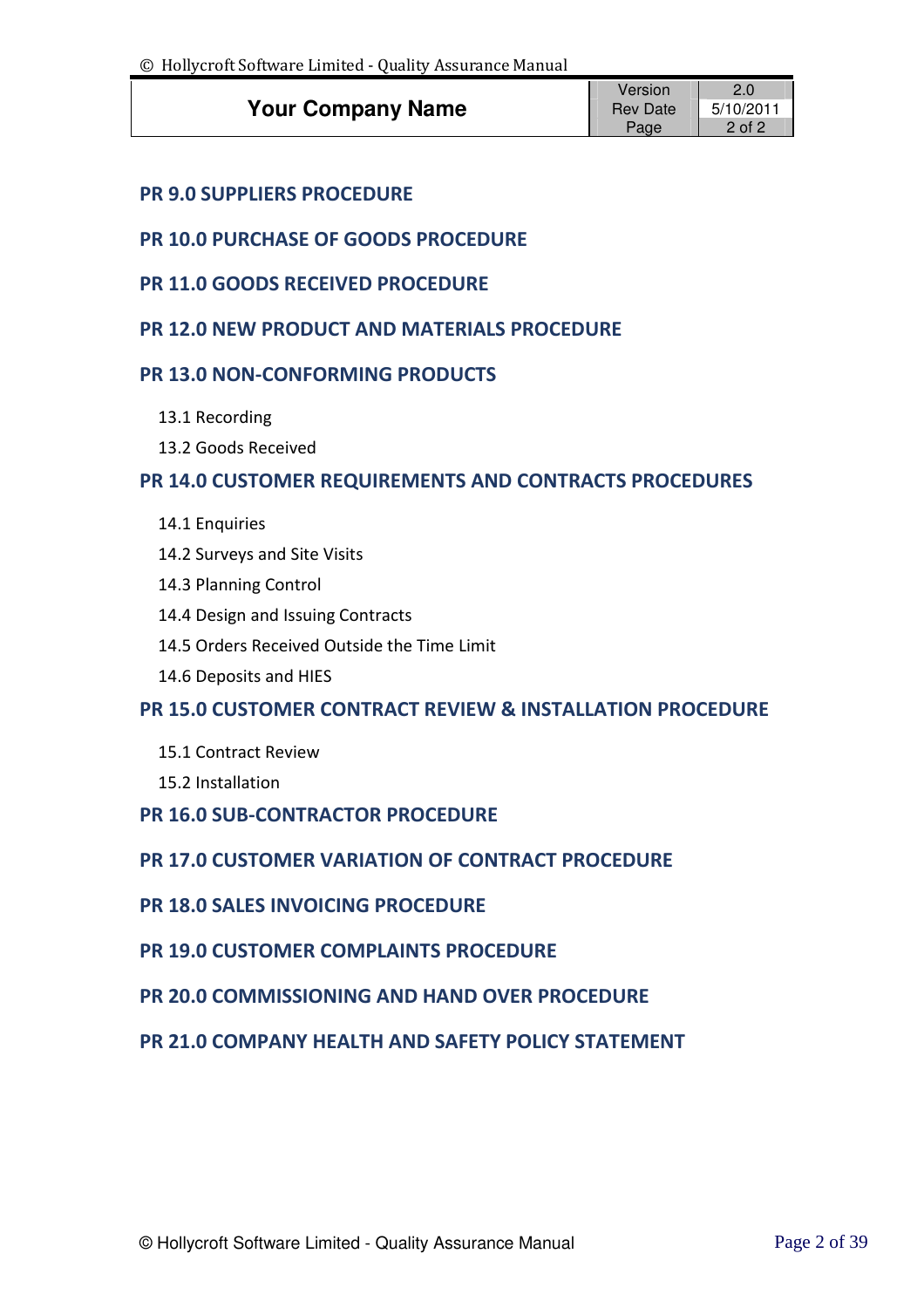## PR 9.0 SUPPLIERS PROCEDURE

## PR 10.0 PURCHASE OF GOODS PROCEDURE

## PR 11.0 GOODS RECEIVED PROCEDURE

## PR 12.0 NEW PRODUCT AND MATERIALS PROCEDURE

## PR 13.0 NON-CONFORMING PRODUCTS

- 13.1 Recording
- 13.2 Goods Received

## PR 14.0 CUSTOMER REQUIREMENTS AND CONTRACTS PROCEDURES

- 14.1 Enquiries
- 14.2 Surveys and Site Visits
- 14.3 Planning Control
- 14.4 Design and Issuing Contracts
- 14.5 Orders Received Outside the Time Limit
- 14.6 Deposits and HIES

## PR 15.0 CUSTOMER CONTRACT REVIEW & INSTALLATION PROCEDURE

- 15.1 Contract Review
- 15.2 Installation

## PR 16.0 SUB-CONTRACTOR PROCEDURE

## PR 17.0 CUSTOMER VARIATION OF CONTRACT PROCEDURE

## PR 18.0 SALES INVOICING PROCEDURE

## PR 19.0 CUSTOMER COMPLAINTS PROCEDURE

## PR 20.0 COMMISSIONING AND HAND OVER PROCEDURE

## PR 21.0 COMPANY HEALTH AND SAFETY POLICY STATEMENT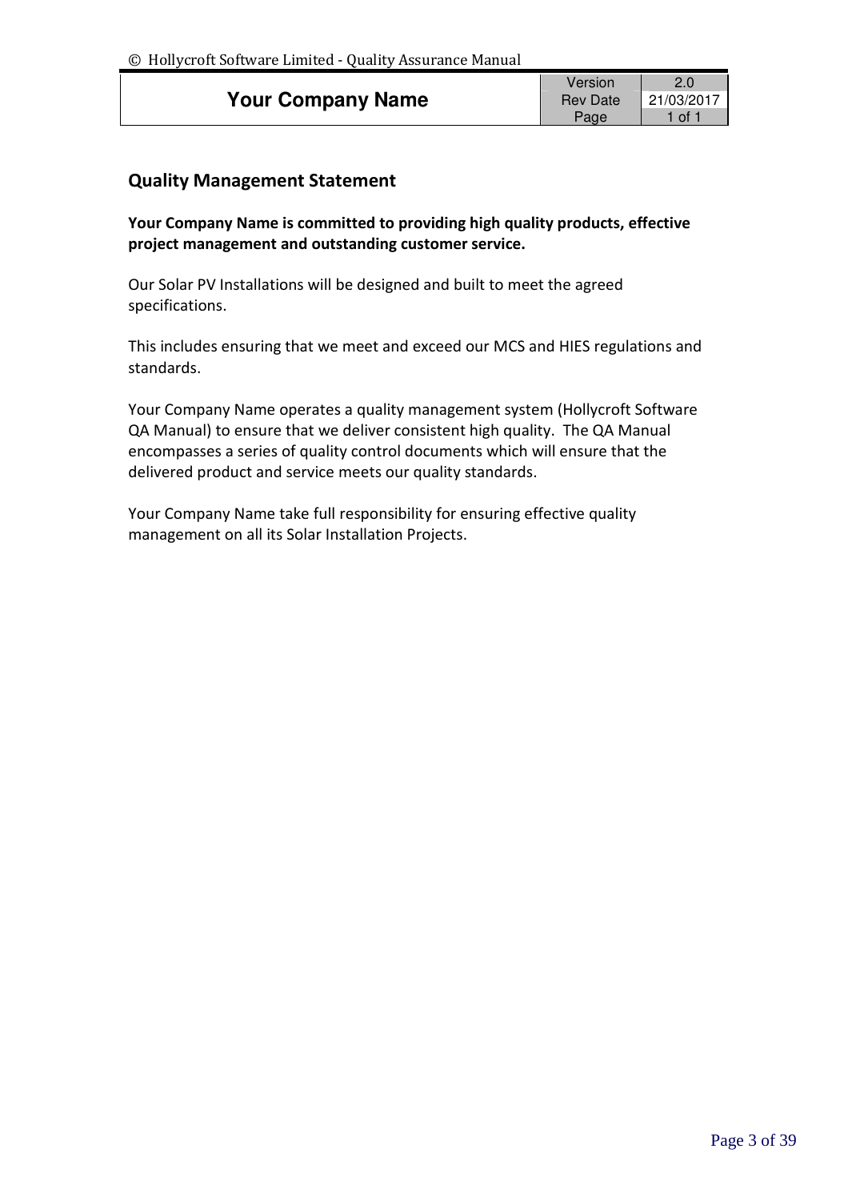| Your Company Name | Version | 2.0 |
| --- | --- | --- |
| | Rev Date | 21/03/2017 |
| | Page | 1 of 1 |

## Quality Management Statement

**Your Company Name is committed to providing high quality products, effective project management and outstanding customer service.**

Our Solar PV Installations will be designed and built to meet the agreed specifications.

This includes ensuring that we meet and exceed our MCS and HIES regulations and standards.

Your Company Name operates a quality management system (Hollycroft Software QA Manual) to ensure that we deliver consistent high quality. The QA Manual encompasses a series of quality control documents which will ensure that the delivered product and service meets our quality standards.

Your Company Name take full responsibility for ensuring effective quality management on all its Solar Installation Projects.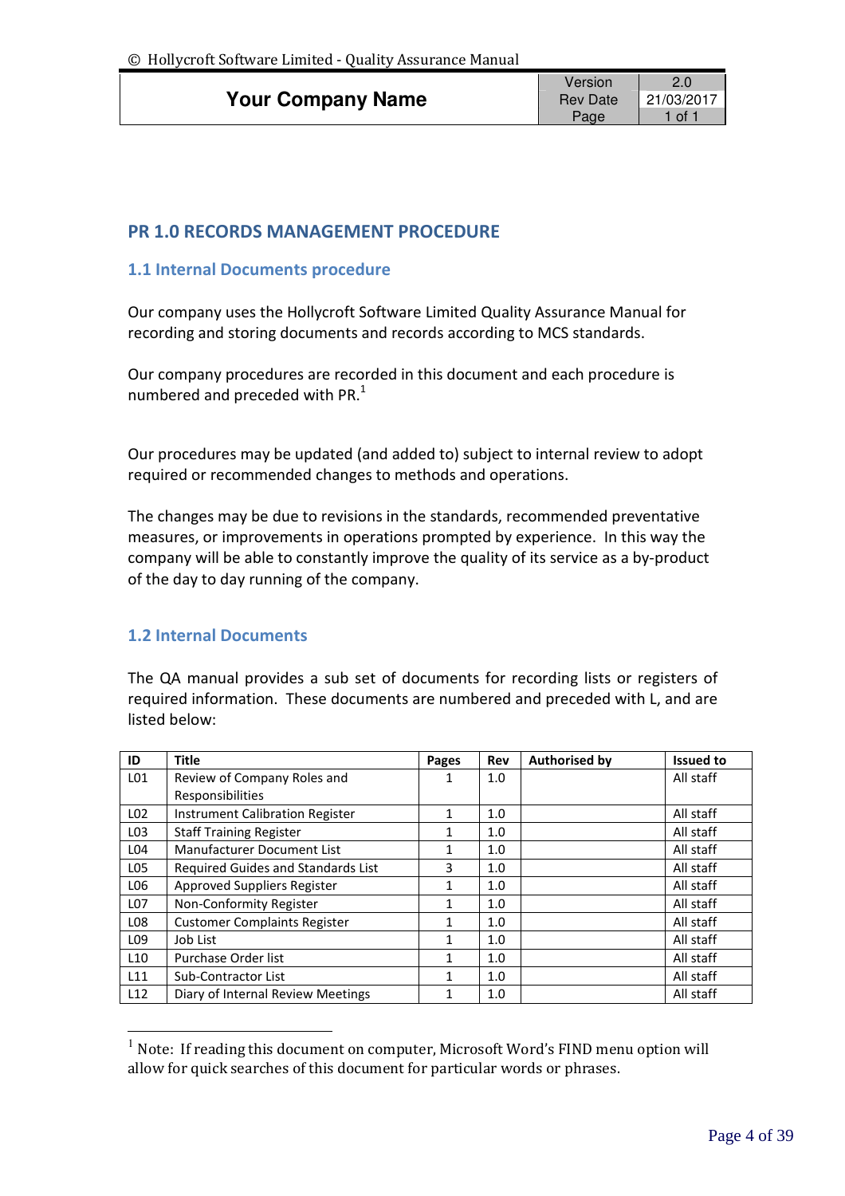## PR 1.0 RECORDS MANAGEMENT PROCEDURE

### 1.1 Internal Documents procedure

Our company uses the Hollycroft Software Limited Quality Assurance Manual for recording and storing documents and records according to MCS standards.

Our company procedures are recorded in this document and each procedure is numbered and preceded with PR.[1]

Our procedures may be updated (and added to) subject to internal review to adopt required or recommended changes to methods and operations.

The changes may be due to revisions in the standards, recommended preventative measures, or improvements in operations prompted by experience. In this way the company will be able to constantly improve the quality of its service as a by-product of the day to day running of the company.

### 1.2 Internal Documents

The QA manual provides a sub set of documents for recording lists or registers of required information. These documents are numbered and preceded with L, and are listed below:

| ID | Title | Pages | Rev | Authorised by | Issued to |
|---|---|---|---|---|---|
| L01 | Review of Company Roles and Responsibilities | 1 | 1.0 | | All staff |
| L02 | Instrument Calibration Register | 1 | 1.0 | | All staff |
| L03 | Staff Training Register | 1 | 1.0 | | All staff |
| L04 | Manufacturer Document List | 1 | 1.0 | | All staff |
| L05 | Required Guides and Standards List | 3 | 1.0 | | All staff |
| L06 | Approved Suppliers Register | 1 | 1.0 | | All staff |
| L07 | Non-Conformity Register | 1 | 1.0 | | All staff |
| L08 | Customer Complaints Register | 1 | 1.0 | | All staff |
| L09 | Job List | 1 | 1.0 | | All staff |
| L10 | Purchase Order list | 1 | 1.0 | | All staff |
| L11 | Sub-Contractor List | 1 | 1.0 | | All staff |
| L12 | Diary of Internal Review Meetings | 1 | 1.0 | | All staff |

[1] Note: If reading this document on computer, Microsoft Word's FIND menu option will allow for quick searches of this document for particular words or phrases.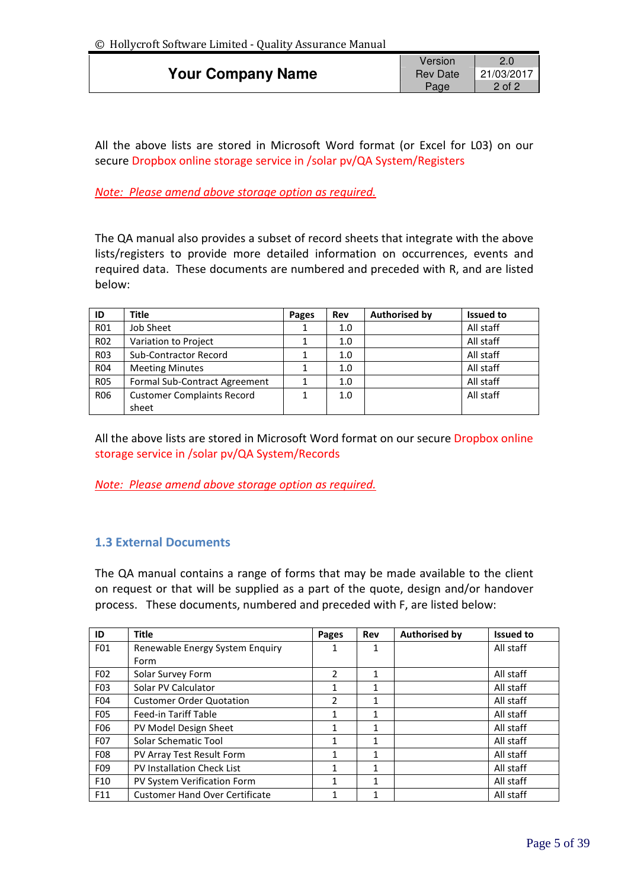All the above lists are stored in Microsoft Word format (or Excel for L03) on our secure Dropbox online storage service in /solar pv/QA System/Registers

*Note: Please amend above storage option as required.*

The QA manual also provides a subset of record sheets that integrate with the above lists/registers to provide more detailed information on occurrences, events and required data. These documents are numbered and preceded with R, and are listed below:

| ID | Title | Pages | Rev | Authorised by | Issued to |
|---|---|---|---|---|---|
| R01 | Job Sheet | 1 | 1.0 | | All staff |
| R02 | Variation to Project | 1 | 1.0 | | All staff |
| R03 | Sub-Contractor Record | 1 | 1.0 | | All staff |
| R04 | Meeting Minutes | 1 | 1.0 | | All staff |
| R05 | Formal Sub-Contract Agreement | 1 | 1.0 | | All staff |
| R06 | Customer Complaints Record sheet | 1 | 1.0 | | All staff |

All the above lists are stored in Microsoft Word format on our secure Dropbox online storage service in /solar pv/QA System/Records

*Note: Please amend above storage option as required.*

### 1.3 External Documents

The QA manual contains a range of forms that may be made available to the client on request or that will be supplied as a part of the quote, design and/or handover process. These documents, numbered and preceded with F, are listed below:

| ID | Title | Pages | Rev | Authorised by | Issued to |
|---|---|---|---|---|---|
| F01 | Renewable Energy System Enquiry Form | 1 | 1 | | All staff |
| F02 | Solar Survey Form | 2 | 1 | | All staff |
| F03 | Solar PV Calculator | 1 | 1 | | All staff |
| F04 | Customer Order Quotation | 2 | 1 | | All staff |
| F05 | Feed-in Tariff Table | 1 | 1 | | All staff |
| F06 | PV Model Design Sheet | 1 | 1 | | All staff |
| F07 | Solar Schematic Tool | 1 | 1 | | All staff |
| F08 | PV Array Test Result Form | 1 | 1 | | All staff |
| F09 | PV Installation Check List | 1 | 1 | | All staff |
| F10 | PV System Verification Form | 1 | 1 | | All staff |
| F11 | Customer Hand Over Certificate | 1 | 1 | | All staff |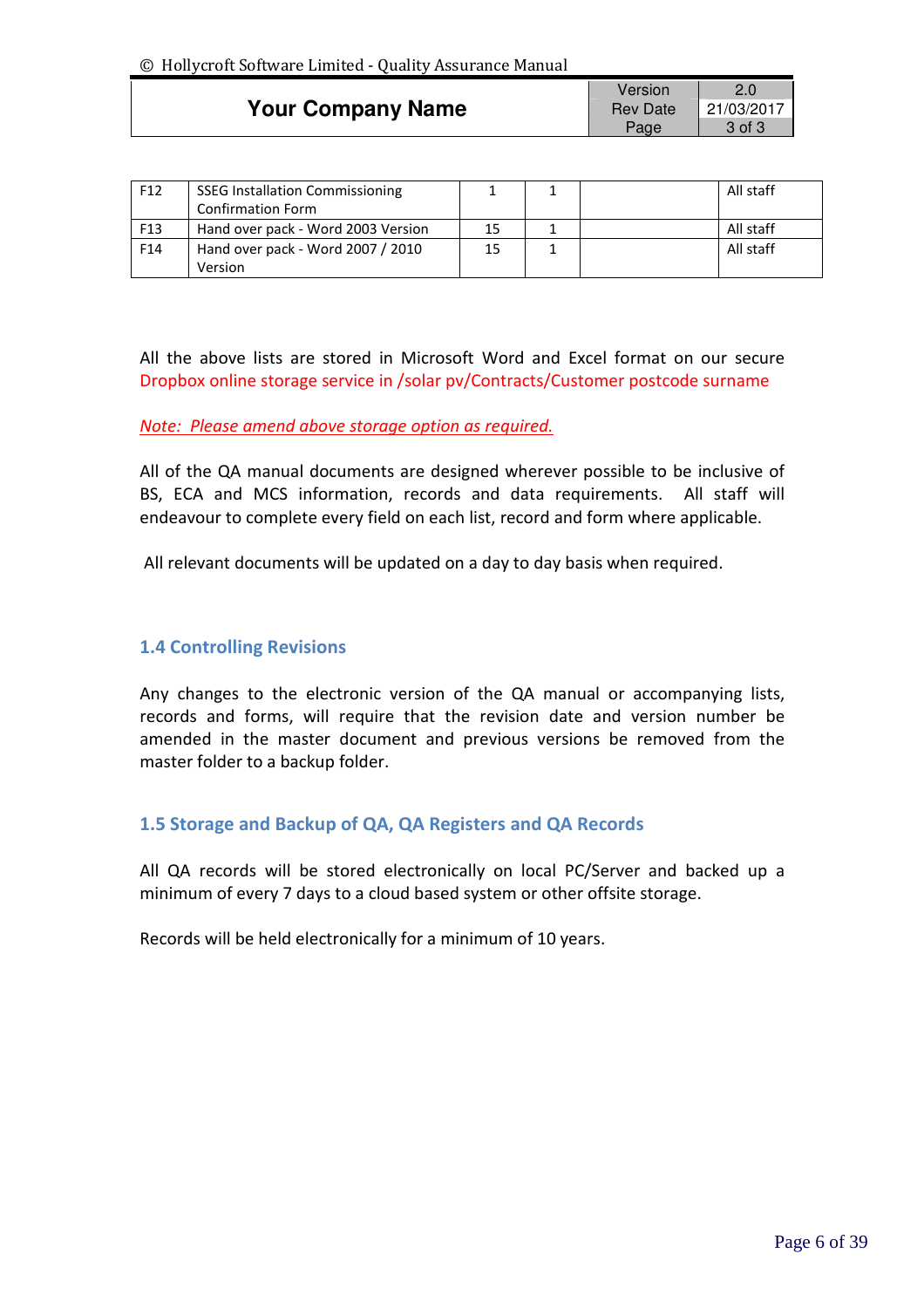| | | | | | |
|---|---|---|---|---|---|
| F12 | SSEG Installation Commissioning Confirmation Form | 1 | 1 | | All staff |
| F13 | Hand over pack - Word 2003 Version | 15 | 1 | | All staff |
| F14 | Hand over pack - Word 2007 / 2010 Version | 15 | 1 | | All staff |

All the above lists are stored in Microsoft Word and Excel format on our secure Dropbox online storage service in /solar pv/Contracts/Customer postcode surname

*Note: Please amend above storage option as required.*

All of the QA manual documents are designed wherever possible to be inclusive of BS, ECA and MCS information, records and data requirements. All staff will endeavour to complete every field on each list, record and form where applicable.

All relevant documents will be updated on a day to day basis when required.

### 1.4 Controlling Revisions

Any changes to the electronic version of the QA manual or accompanying lists, records and forms, will require that the revision date and version number be amended in the master document and previous versions be removed from the master folder to a backup folder.

### 1.5 Storage and Backup of QA, QA Registers and QA Records

All QA records will be stored electronically on local PC/Server and backed up a minimum of every 7 days to a cloud based system or other offsite storage.

Records will be held electronically for a minimum of 10 years.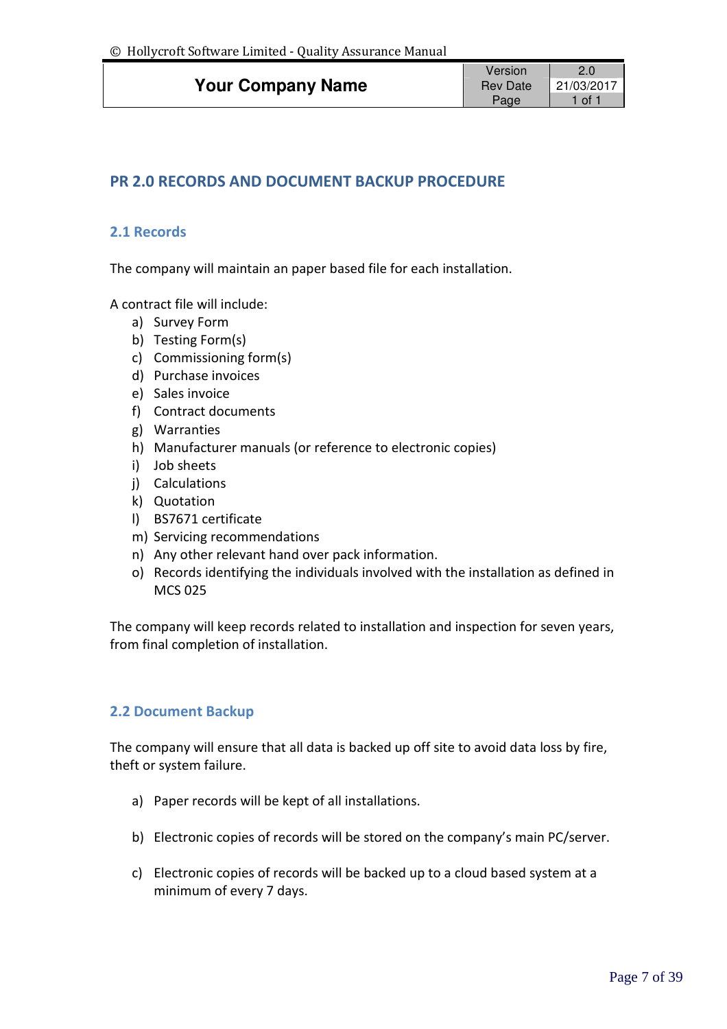## PR 2.0 RECORDS AND DOCUMENT BACKUP PROCEDURE

### 2.1 Records

The company will maintain an paper based file for each installation.

A contract file will include:

a) Survey Form
b) Testing Form(s)
c) Commissioning form(s)
d) Purchase invoices
e) Sales invoice
f) Contract documents
g) Warranties
h) Manufacturer manuals (or reference to electronic copies)
i) Job sheets
j) Calculations
k) Quotation
l) BS7671 certificate
m) Servicing recommendations
n) Any other relevant hand over pack information.
o) Records identifying the individuals involved with the installation as defined in MCS 025

The company will keep records related to installation and inspection for seven years, from final completion of installation.

### 2.2 Document Backup

The company will ensure that all data is backed up off site to avoid data loss by fire, theft or system failure.

a) Paper records will be kept of all installations.

b) Electronic copies of records will be stored on the company's main PC/server.

c) Electronic copies of records will be backed up to a cloud based system at a minimum of every 7 days.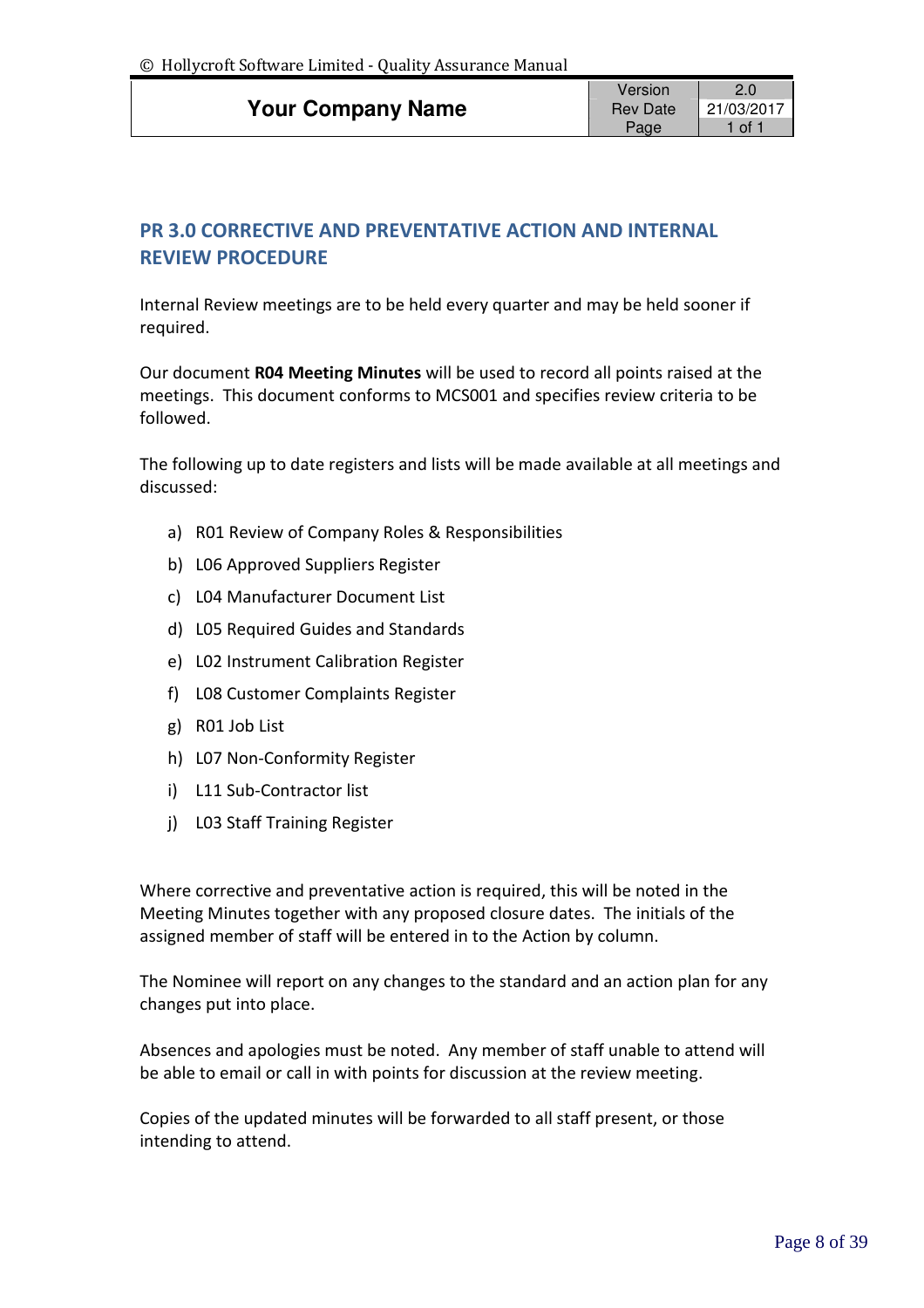## PR 3.0 CORRECTIVE AND PREVENTATIVE ACTION AND INTERNAL REVIEW PROCEDURE

Internal Review meetings are to be held every quarter and may be held sooner if required.

Our document **R04 Meeting Minutes** will be used to record all points raised at the meetings. This document conforms to MCS001 and specifies review criteria to be followed.

The following up to date registers and lists will be made available at all meetings and discussed:

a) R01 Review of Company Roles & Responsibilities
b) L06 Approved Suppliers Register
c) L04 Manufacturer Document List
d) L05 Required Guides and Standards
e) L02 Instrument Calibration Register
f) L08 Customer Complaints Register
g) R01 Job List
h) L07 Non-Conformity Register
i) L11 Sub-Contractor list
j) L03 Staff Training Register

Where corrective and preventative action is required, this will be noted in the Meeting Minutes together with any proposed closure dates. The initials of the assigned member of staff will be entered in to the Action by column.

The Nominee will report on any changes to the standard and an action plan for any changes put into place.

Absences and apologies must be noted. Any member of staff unable to attend will be able to email or call in with points for discussion at the review meeting.

Copies of the updated minutes will be forwarded to all staff present, or those intending to attend.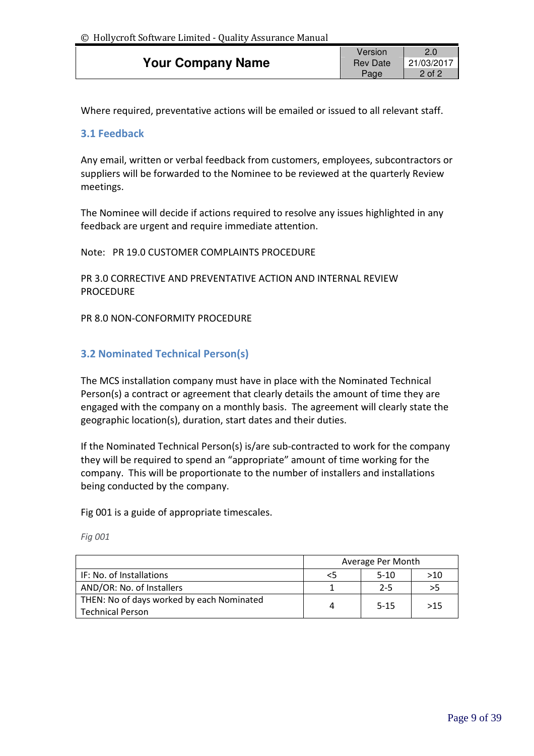Where required, preventative actions will be emailed or issued to all relevant staff.

### 3.1 Feedback

Any email, written or verbal feedback from customers, employees, subcontractors or suppliers will be forwarded to the Nominee to be reviewed at the quarterly Review meetings.

The Nominee will decide if actions required to resolve any issues highlighted in any feedback are urgent and require immediate attention.

Note: PR 19.0 CUSTOMER COMPLAINTS PROCEDURE

PR 3.0 CORRECTIVE AND PREVENTATIVE ACTION AND INTERNAL REVIEW PROCEDURE

PR 8.0 NON-CONFORMITY PROCEDURE

### 3.2 Nominated Technical Person(s)

The MCS installation company must have in place with the Nominated Technical Person(s) a contract or agreement that clearly details the amount of time they are engaged with the company on a monthly basis. The agreement will clearly state the geographic location(s), duration, start dates and their duties.

If the Nominated Technical Person(s) is/are sub-contracted to work for the company they will be required to spend an "appropriate" amount of time working for the company. This will be proportionate to the number of installers and installations being conducted by the company.

Fig 001 is a guide of appropriate timescales.

*Fig 001*

| | Average Per Month | | |
|---|---|---|---|
| IF: No. of Installations | <5 | 5-10 | >10 |
| AND/OR: No. of Installers | 1 | 2-5 | >5 |
| THEN: No of days worked by each Nominated Technical Person | 4 | 5-15 | >15 |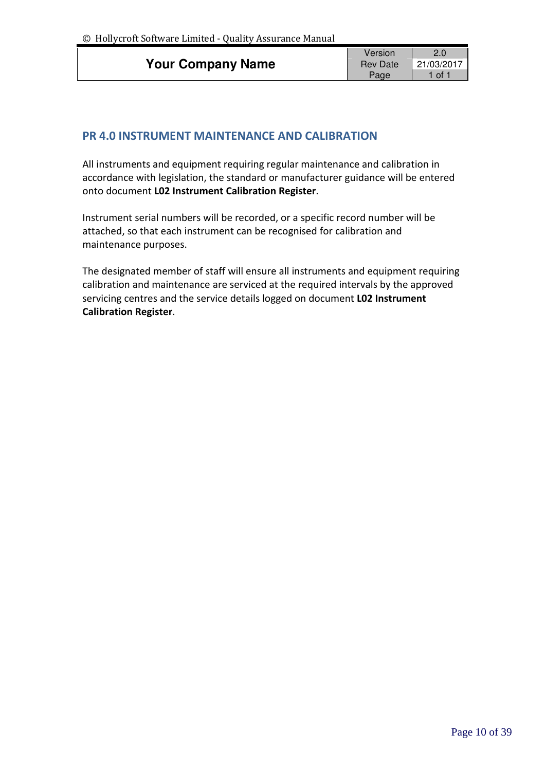## PR 4.0 INSTRUMENT MAINTENANCE AND CALIBRATION

All instruments and equipment requiring regular maintenance and calibration in accordance with legislation, the standard or manufacturer guidance will be entered onto document **L02 Instrument Calibration Register**.

Instrument serial numbers will be recorded, or a specific record number will be attached, so that each instrument can be recognised for calibration and maintenance purposes.

The designated member of staff will ensure all instruments and equipment requiring calibration and maintenance are serviced at the required intervals by the approved servicing centres and the service details logged on document **L02 Instrument Calibration Register**.